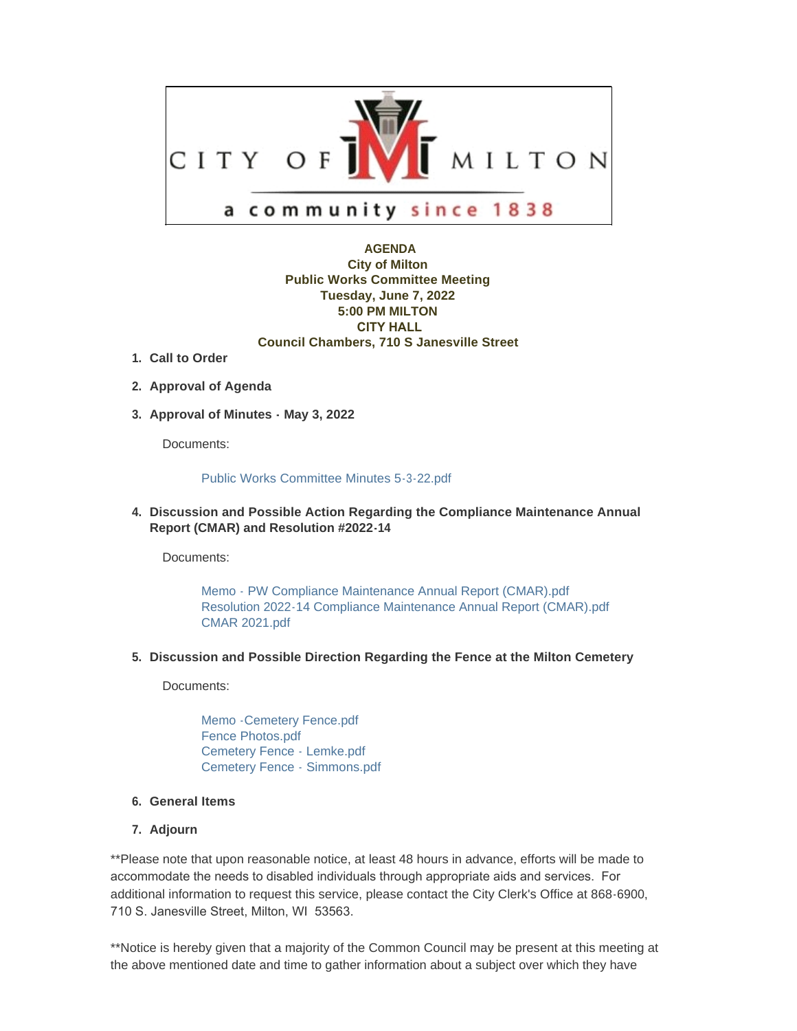CITY OF MILTON

a community since 1838

**AGENDA**
**City of Milton**
**Public Works Committee Meeting**
**Tuesday, June 7, 2022**
**5:00 PM MILTON**
**CITY HALL**
**Council Chambers, 710 S Janesville Street**

1. **Call to Order**

2. **Approval of Agenda**

3. **Approval of Minutes - May 3, 2022**

   Documents:

   Public Works Committee Minutes 5-3-22.pdf

4. **Discussion and Possible Action Regarding the Compliance Maintenance Annual Report (CMAR) and Resolution #2022-14**

   Documents:

   Memo - PW Compliance Maintenance Annual Report (CMAR).pdf
   Resolution 2022-14 Compliance Maintenance Annual Report (CMAR).pdf
   CMAR 2021.pdf

5. **Discussion and Possible Direction Regarding the Fence at the Milton Cemetery**

   Documents:

   Memo -Cemetery Fence.pdf
   Fence Photos.pdf
   Cemetery Fence - Lemke.pdf
   Cemetery Fence - Simmons.pdf

6. **General Items**

7. **Adjourn**

**Please note that upon reasonable notice, at least 48 hours in advance, efforts will be made to accommodate the needs to disabled individuals through appropriate aids and services. For additional information to request this service, please contact the City Clerk's Office at 868-6900, 710 S. Janesville Street, Milton, WI 53563.

**Notice is hereby given that a majority of the Common Council may be present at this meeting at the above mentioned date and time to gather information about a subject over which they have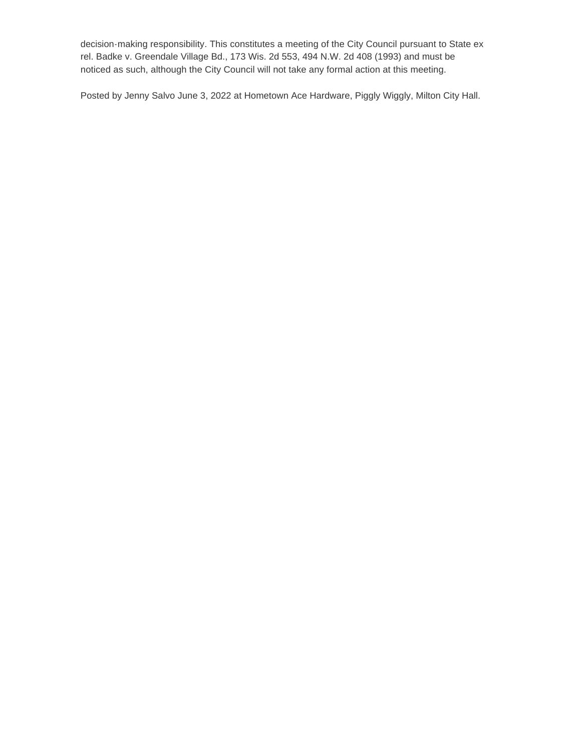decision-making responsibility. This constitutes a meeting of the City Council pursuant to State ex rel. Badke v. Greendale Village Bd., 173 Wis. 2d 553, 494 N.W. 2d 408 (1993) and must be noticed as such, although the City Council will not take any formal action at this meeting.

Posted by Jenny Salvo June 3, 2022 at Hometown Ace Hardware, Piggly Wiggly, Milton City Hall.